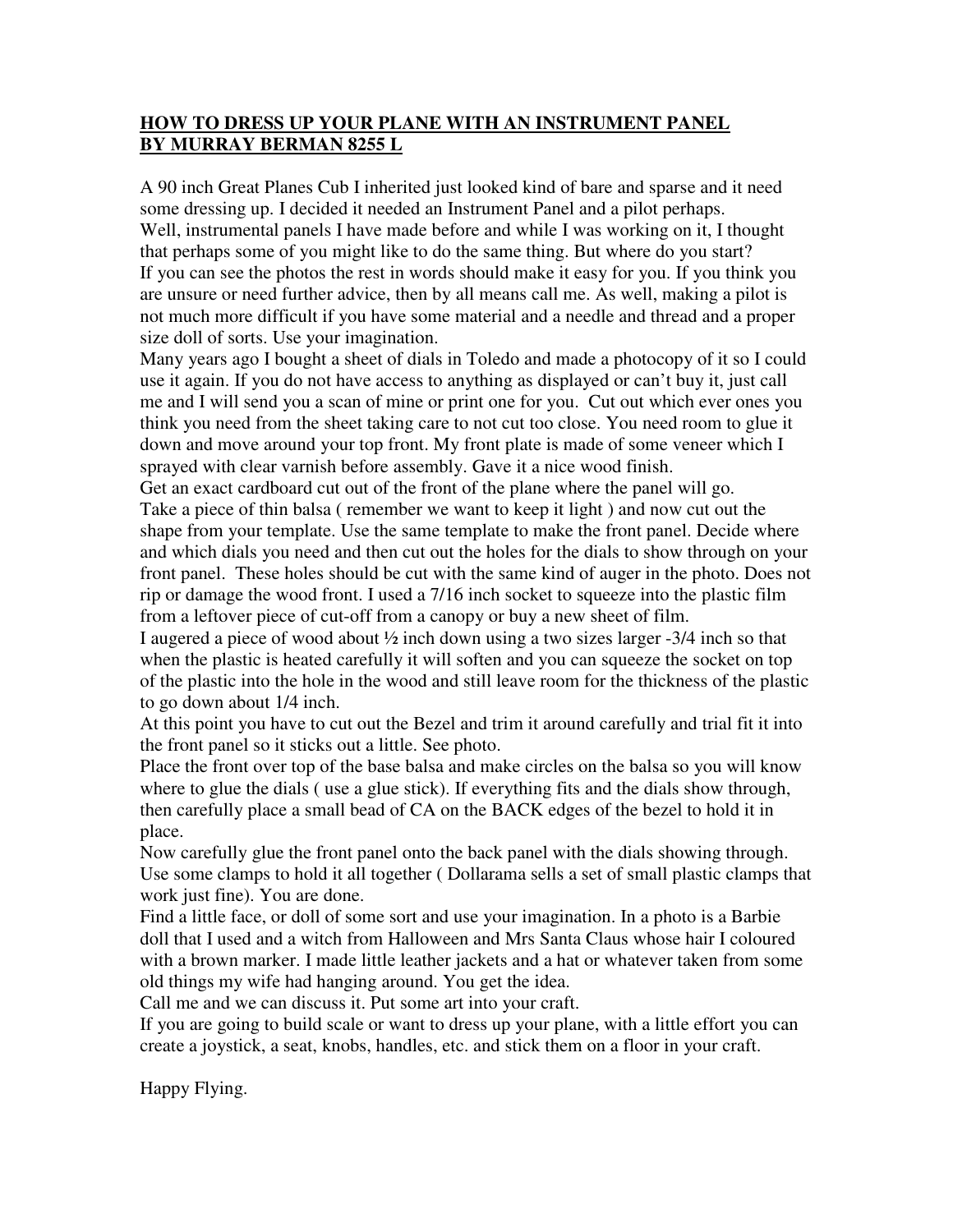# HOW TO DRESS UP YOUR PLANE WITH AN INSTRUMENT PANEL BY MURRAY BERMAN 8255 L

A 90 inch Great Planes Cub I inherited just looked kind of bare and sparse and it need some dressing up. I decided it needed an Instrument Panel and a pilot perhaps.
Well, instrumental panels I have made before and while I was working on it, I thought that perhaps some of you might like to do the same thing. But where do you start?
If you can see the photos the rest in words should make it easy for you. If you think you are unsure or need further advice, then by all means call me. As well, making a pilot is not much more difficult if you have some material and a needle and thread and a proper size doll of sorts. Use your imagination.
Many years ago I bought a sheet of dials in Toledo and made a photocopy of it so I could use it again. If you do not have access to anything as displayed or can't buy it, just call me and I will send you a scan of mine or print one for you. Cut out which ever ones you think you need from the sheet taking care to not cut too close. You need room to glue it down and move around your top front. My front plate is made of some veneer which I sprayed with clear varnish before assembly. Gave it a nice wood finish.
Get an exact cardboard cut out of the front of the plane where the panel will go.
Take a piece of thin balsa ( remember we want to keep it light ) and now cut out the shape from your template. Use the same template to make the front panel. Decide where and which dials you need and then cut out the holes for the dials to show through on your front panel. These holes should be cut with the same kind of auger in the photo. Does not rip or damage the wood front. I used a 7/16 inch socket to squeeze into the plastic film from a leftover piece of cut-off from a canopy or buy a new sheet of film.
I augered a piece of wood about ½ inch down using a two sizes larger -3/4 inch so that when the plastic is heated carefully it will soften and you can squeeze the socket on top of the plastic into the hole in the wood and still leave room for the thickness of the plastic to go down about 1/4 inch.
At this point you have to cut out the Bezel and trim it around carefully and trial fit it into the front panel so it sticks out a little. See photo.
Place the front over top of the base balsa and make circles on the balsa so you will know where to glue the dials ( use a glue stick). If everything fits and the dials show through, then carefully place a small bead of CA on the BACK edges of the bezel to hold it in place.
Now carefully glue the front panel onto the back panel with the dials showing through. Use some clamps to hold it all together ( Dollarama sells a set of small plastic clamps that work just fine). You are done.
Find a little face, or doll of some sort and use your imagination. In a photo is a Barbie doll that I used and a witch from Halloween and Mrs Santa Claus whose hair I coloured with a brown marker. I made little leather jackets and a hat or whatever taken from some old things my wife had hanging around. You get the idea.
Call me and we can discuss it. Put some art into your craft.
If you are going to build scale or want to dress up your plane, with a little effort you can create a joystick, a seat, knobs, handles, etc. and stick them on a floor in your craft.

Happy Flying.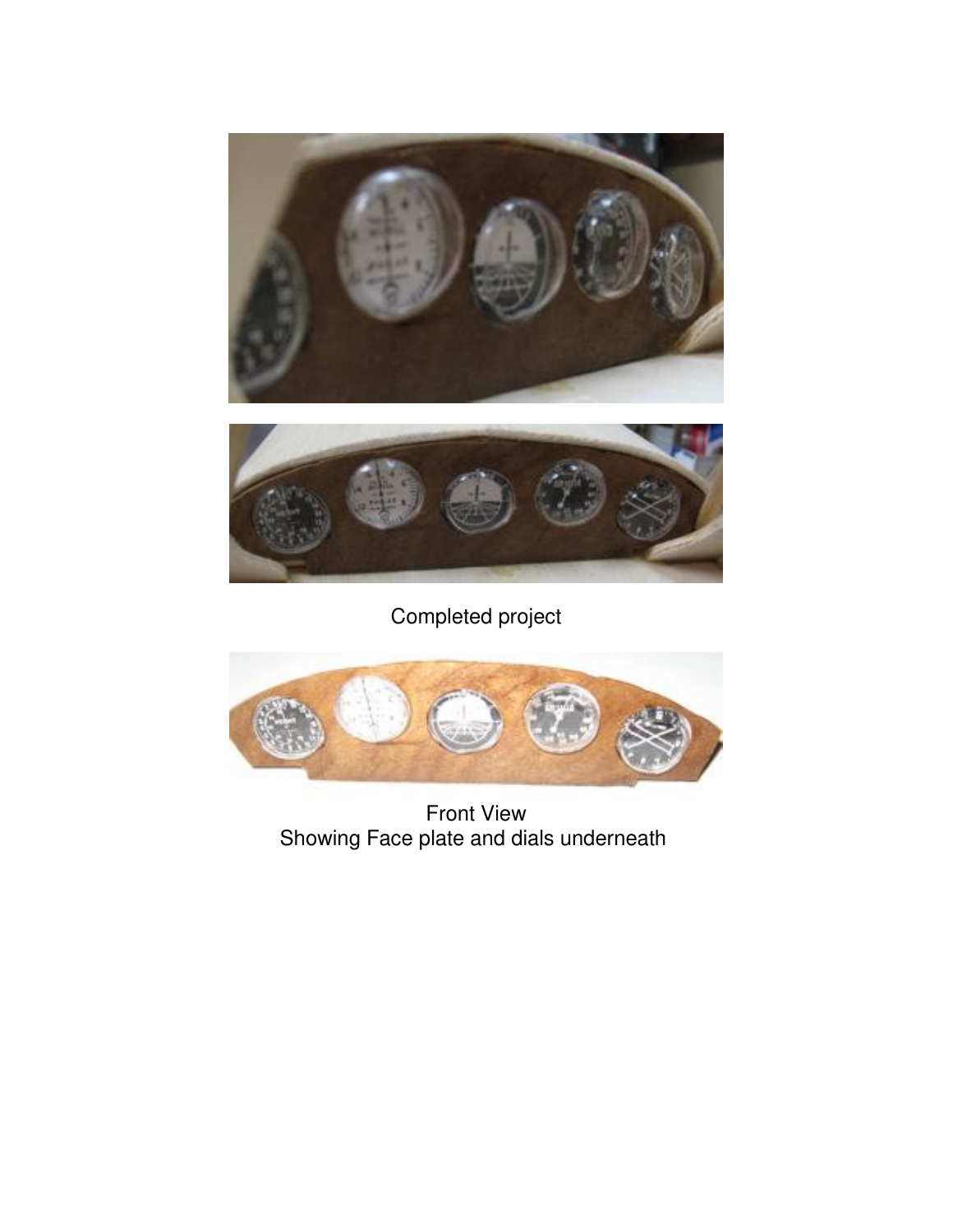Completed project

Front View
Showing Face plate and dials underneath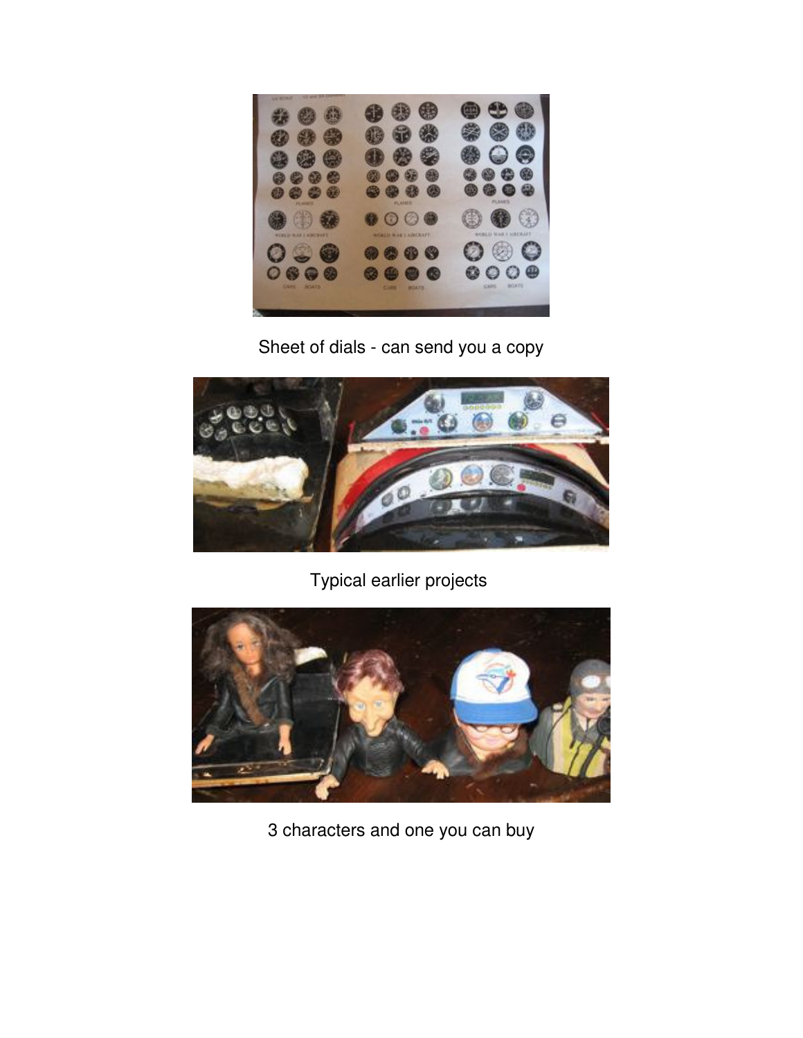Sheet of dials - can send you a copy

Typical earlier projects

3 characters and one you can buy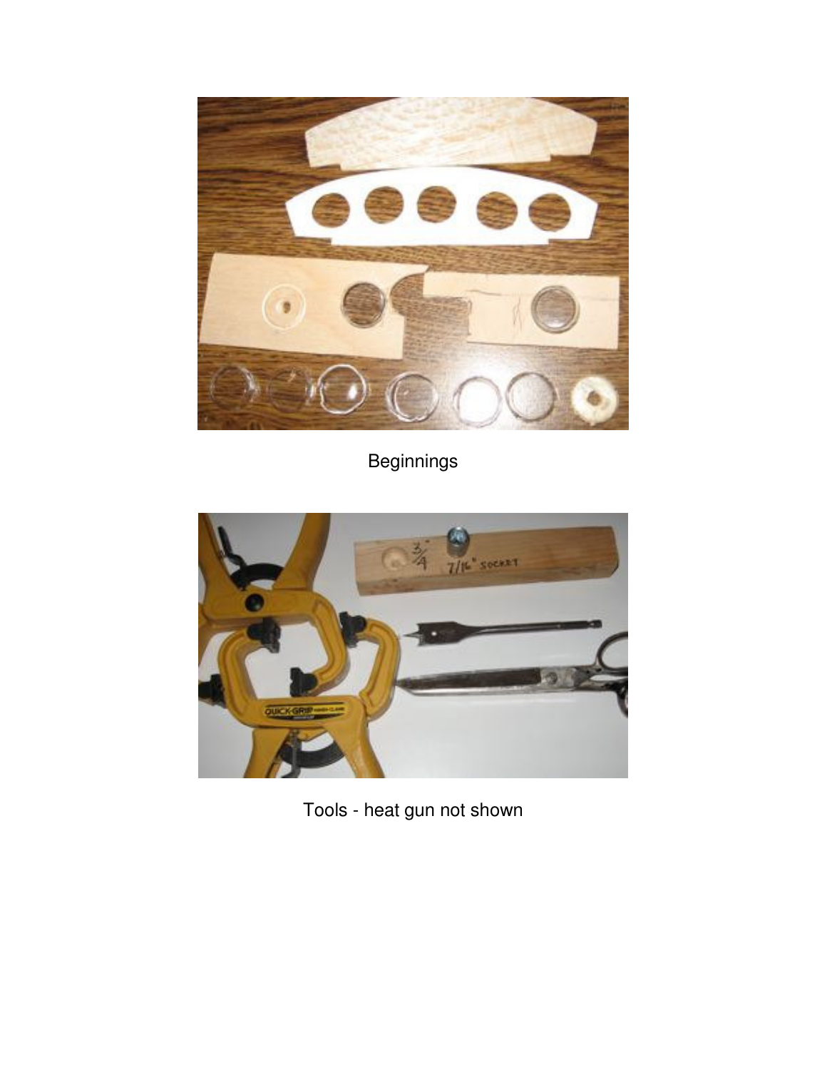Beginnings

Tools - heat gun not shown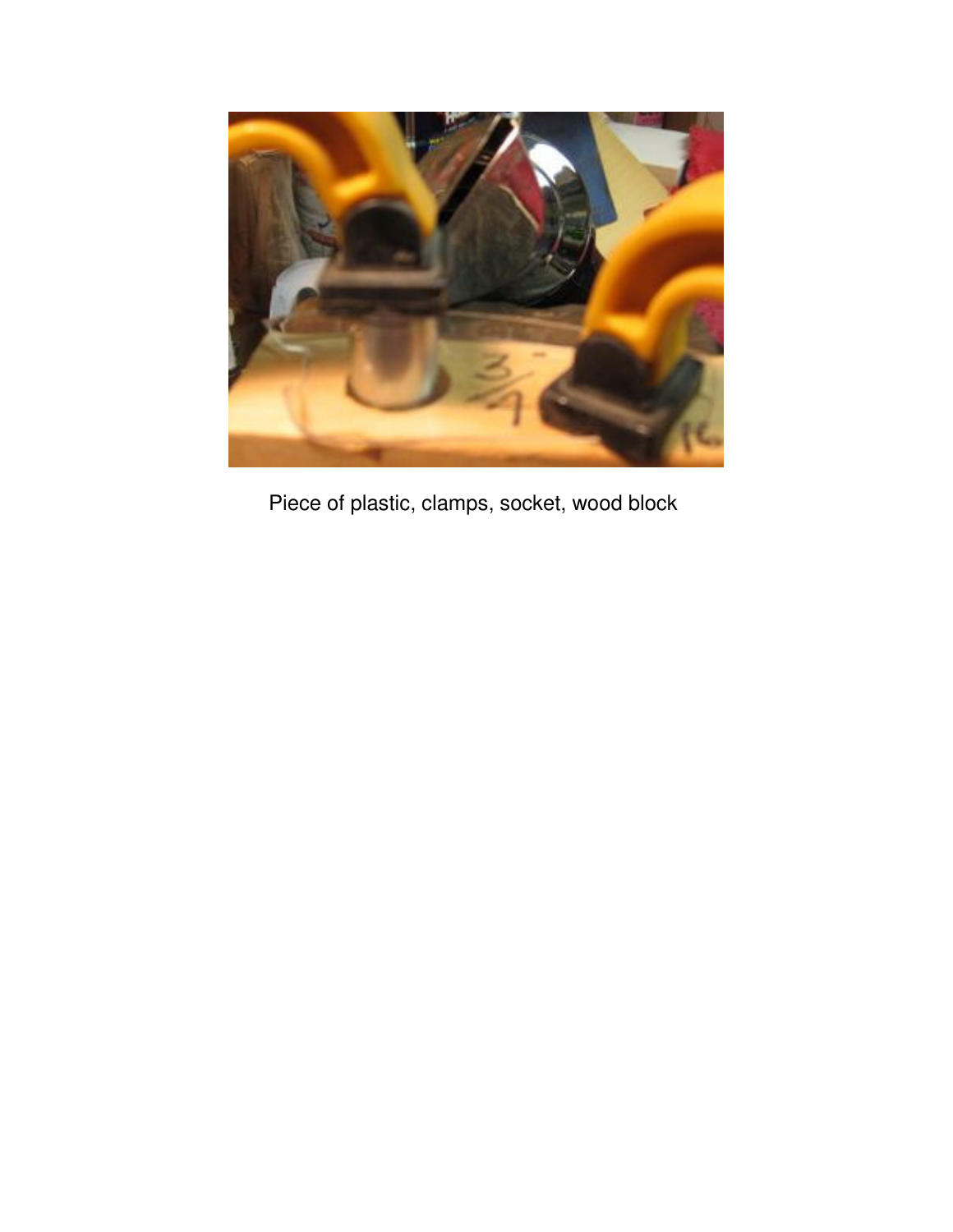Piece of plastic, clamps, socket, wood block